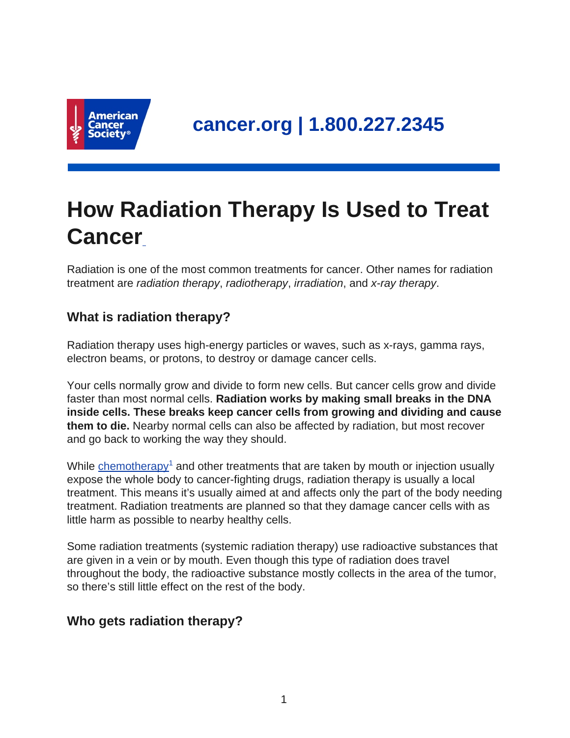cancer.org | 1.800.227.2345

# How Radiation Therapy Is Used to Treat Cancer

Radiation is one of the most common treatments for cancer. Other names for radiation treatment are *radiation therapy*, *radiotherapy*, *irradiation*, and *x-ray therapy*.

## What is radiation therapy?

Radiation therapy uses high-energy particles or waves, such as x-rays, gamma rays, electron beams, or protons, to destroy or damage cancer cells.

Your cells normally grow and divide to form new cells. But cancer cells grow and divide faster than most normal cells. **Radiation works by making small breaks in the DNA inside cells. These breaks keep cancer cells from growing and dividing and cause them to die.** Nearby normal cells can also be affected by radiation, but most recover and go back to working the way they should.

While chemotherapy[1] and other treatments that are taken by mouth or injection usually expose the whole body to cancer-fighting drugs, radiation therapy is usually a local treatment. This means it's usually aimed at and affects only the part of the body needing treatment. Radiation treatments are planned so that they damage cancer cells with as little harm as possible to nearby healthy cells.

Some radiation treatments (systemic radiation therapy) use radioactive substances that are given in a vein or by mouth. Even though this type of radiation does travel throughout the body, the radioactive substance mostly collects in the area of the tumor, so there's still little effect on the rest of the body.

## Who gets radiation therapy?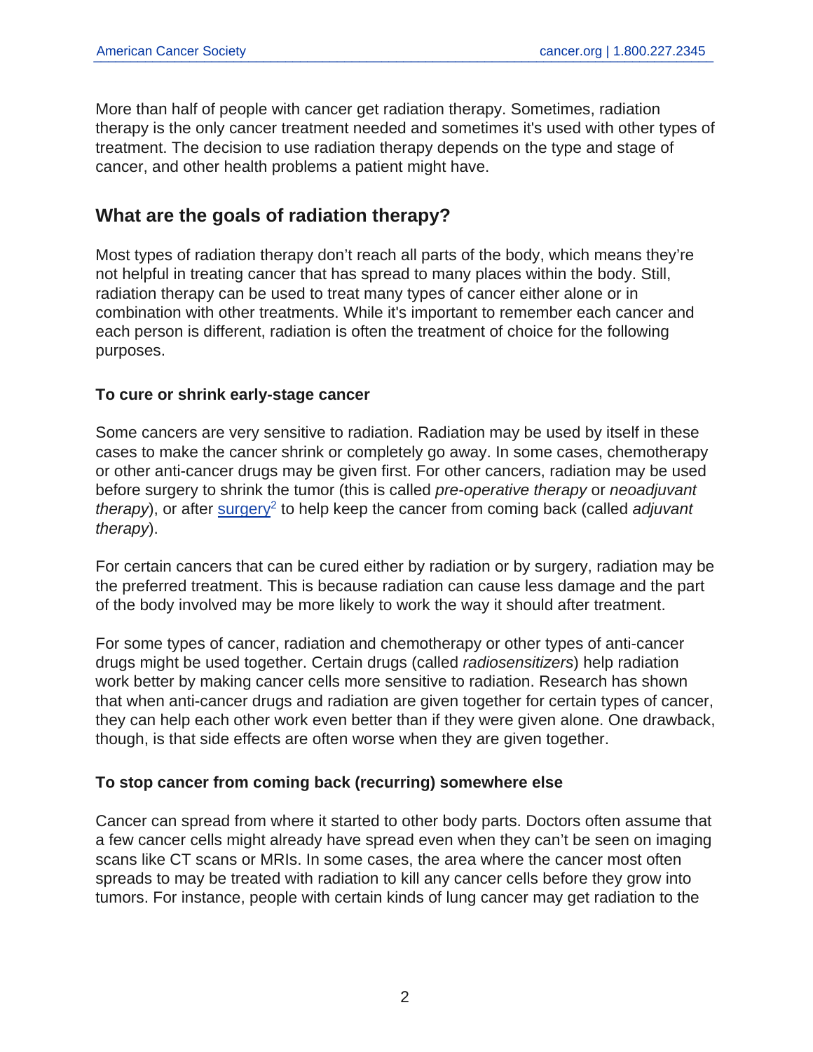More than half of people with cancer get radiation therapy. Sometimes, radiation therapy is the only cancer treatment needed and sometimes it's used with other types of treatment. The decision to use radiation therapy depends on the type and stage of cancer, and other health problems a patient might have.

## What are the goals of radiation therapy?

Most types of radiation therapy don't reach all parts of the body, which means they're not helpful in treating cancer that has spread to many places within the body. Still, radiation therapy can be used to treat many types of cancer either alone or in combination with other treatments. While it's important to remember each cancer and each person is different, radiation is often the treatment of choice for the following purposes.

### To cure or shrink early-stage cancer

Some cancers are very sensitive to radiation. Radiation may be used by itself in these cases to make the cancer shrink or completely go away. In some cases, chemotherapy or other anti-cancer drugs may be given first. For other cancers, radiation may be used before surgery to shrink the tumor (this is called *pre-operative therapy* or *neoadjuvant therapy*), or after surgery[2] to help keep the cancer from coming back (called *adjuvant therapy*).

For certain cancers that can be cured either by radiation or by surgery, radiation may be the preferred treatment. This is because radiation can cause less damage and the part of the body involved may be more likely to work the way it should after treatment.

For some types of cancer, radiation and chemotherapy or other types of anti-cancer drugs might be used together. Certain drugs (called *radiosensitizers*) help radiation work better by making cancer cells more sensitive to radiation. Research has shown that when anti-cancer drugs and radiation are given together for certain types of cancer, they can help each other work even better than if they were given alone. One drawback, though, is that side effects are often worse when they are given together.

### To stop cancer from coming back (recurring) somewhere else

Cancer can spread from where it started to other body parts. Doctors often assume that a few cancer cells might already have spread even when they can't be seen on imaging scans like CT scans or MRIs. In some cases, the area where the cancer most often spreads to may be treated with radiation to kill any cancer cells before they grow into tumors. For instance, people with certain kinds of lung cancer may get radiation to the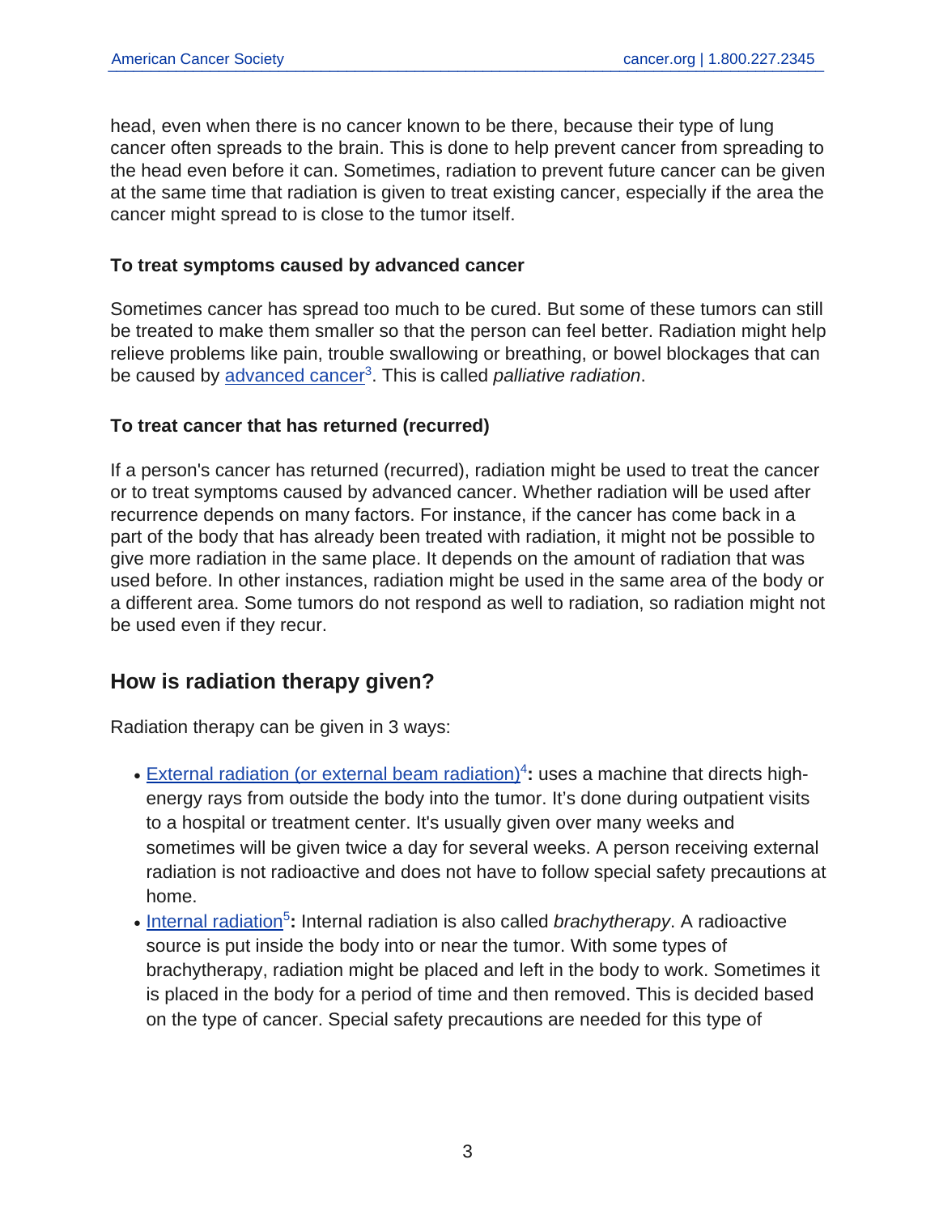head, even when there is no cancer known to be there, because their type of lung cancer often spreads to the brain. This is done to help prevent cancer from spreading to the head even before it can. Sometimes, radiation to prevent future cancer can be given at the same time that radiation is given to treat existing cancer, especially if the area the cancer might spread to is close to the tumor itself.

### To treat symptoms caused by advanced cancer

Sometimes cancer has spread too much to be cured. But some of these tumors can still be treated to make them smaller so that the person can feel better. Radiation might help relieve problems like pain, trouble swallowing or breathing, or bowel blockages that can be caused by advanced cancer[3]. This is called *palliative radiation*.

### To treat cancer that has returned (recurred)

If a person's cancer has returned (recurred), radiation might be used to treat the cancer or to treat symptoms caused by advanced cancer. Whether radiation will be used after recurrence depends on many factors. For instance, if the cancer has come back in a part of the body that has already been treated with radiation, it might not be possible to give more radiation in the same place. It depends on the amount of radiation that was used before. In other instances, radiation might be used in the same area of the body or a different area. Some tumors do not respond as well to radiation, so radiation might not be used even if they recur.

## How is radiation therapy given?

Radiation therapy can be given in 3 ways:

- External radiation (or external beam radiation)[4]**:** uses a machine that directs high-energy rays from outside the body into the tumor. It's done during outpatient visits to a hospital or treatment center. It's usually given over many weeks and sometimes will be given twice a day for several weeks. A person receiving external radiation is not radioactive and does not have to follow special safety precautions at home.
- Internal radiation[5]**:** Internal radiation is also called *brachytherapy*. A radioactive source is put inside the body into or near the tumor. With some types of brachytherapy, radiation might be placed and left in the body to work. Sometimes it is placed in the body for a period of time and then removed. This is decided based on the type of cancer. Special safety precautions are needed for this type of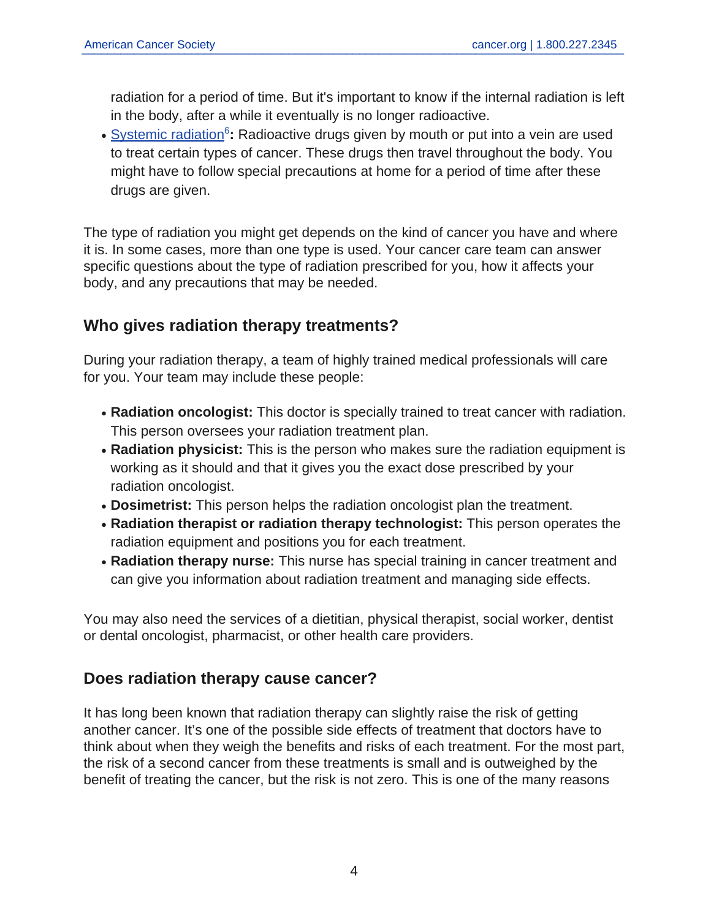radiation for a period of time. But it's important to know if the internal radiation is left in the body, after a while it eventually is no longer radioactive.

- Systemic radiation[6]**:** Radioactive drugs given by mouth or put into a vein are used to treat certain types of cancer. These drugs then travel throughout the body. You might have to follow special precautions at home for a period of time after these drugs are given.

The type of radiation you might get depends on the kind of cancer you have and where it is. In some cases, more than one type is used. Your cancer care team can answer specific questions about the type of radiation prescribed for you, how it affects your body, and any precautions that may be needed.

## Who gives radiation therapy treatments?

During your radiation therapy, a team of highly trained medical professionals will care for you. Your team may include these people:

- **Radiation oncologist:** This doctor is specially trained to treat cancer with radiation. This person oversees your radiation treatment plan.
- **Radiation physicist:** This is the person who makes sure the radiation equipment is working as it should and that it gives you the exact dose prescribed by your radiation oncologist.
- **Dosimetrist:** This person helps the radiation oncologist plan the treatment.
- **Radiation therapist or radiation therapy technologist:** This person operates the radiation equipment and positions you for each treatment.
- **Radiation therapy nurse:** This nurse has special training in cancer treatment and can give you information about radiation treatment and managing side effects.

You may also need the services of a dietitian, physical therapist, social worker, dentist or dental oncologist, pharmacist, or other health care providers.

## Does radiation therapy cause cancer?

It has long been known that radiation therapy can slightly raise the risk of getting another cancer. It's one of the possible side effects of treatment that doctors have to think about when they weigh the benefits and risks of each treatment. For the most part, the risk of a second cancer from these treatments is small and is outweighed by the benefit of treating the cancer, but the risk is not zero. This is one of the many reasons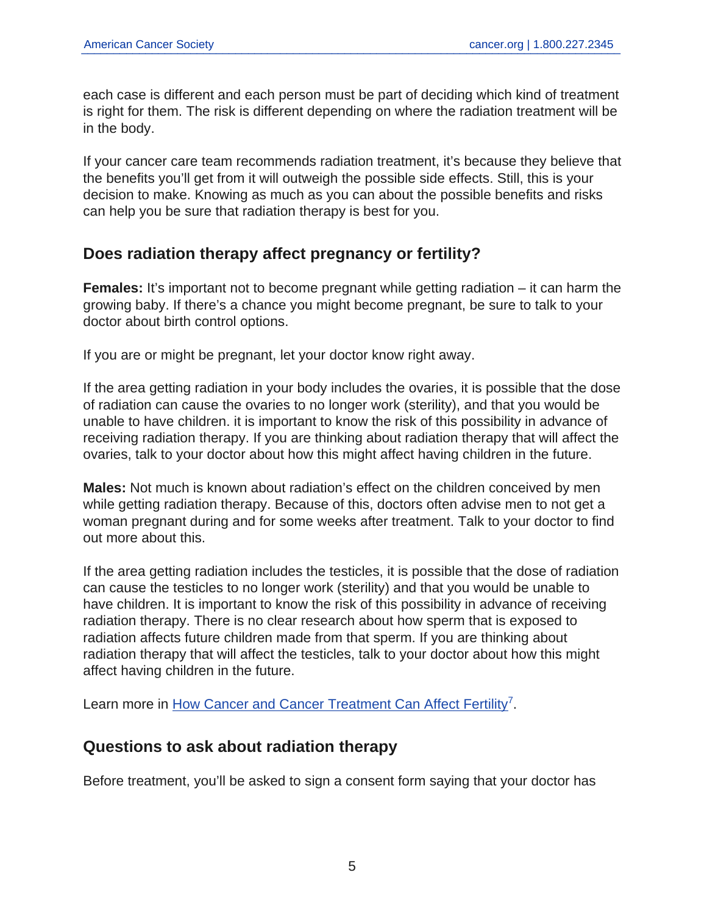each case is different and each person must be part of deciding which kind of treatment is right for them. The risk is different depending on where the radiation treatment will be in the body.

If your cancer care team recommends radiation treatment, it's because they believe that the benefits you'll get from it will outweigh the possible side effects. Still, this is your decision to make. Knowing as much as you can about the possible benefits and risks can help you be sure that radiation therapy is best for you.

## Does radiation therapy affect pregnancy or fertility?

**Females:** It's important not to become pregnant while getting radiation – it can harm the growing baby. If there's a chance you might become pregnant, be sure to talk to your doctor about birth control options.

If you are or might be pregnant, let your doctor know right away.

If the area getting radiation in your body includes the ovaries, it is possible that the dose of radiation can cause the ovaries to no longer work (sterility), and that you would be unable to have children. it is important to know the risk of this possibility in advance of receiving radiation therapy. If you are thinking about radiation therapy that will affect the ovaries, talk to your doctor about how this might affect having children in the future.

**Males:** Not much is known about radiation's effect on the children conceived by men while getting radiation therapy. Because of this, doctors often advise men to not get a woman pregnant during and for some weeks after treatment. Talk to your doctor to find out more about this.

If the area getting radiation includes the testicles, it is possible that the dose of radiation can cause the testicles to no longer work (sterility) and that you would be unable to have children. It is important to know the risk of this possibility in advance of receiving radiation therapy. There is no clear research about how sperm that is exposed to radiation affects future children made from that sperm. If you are thinking about radiation therapy that will affect the testicles, talk to your doctor about how this might affect having children in the future.

Learn more in How Cancer and Cancer Treatment Can Affect Fertility[7].

## Questions to ask about radiation therapy

Before treatment, you'll be asked to sign a consent form saying that your doctor has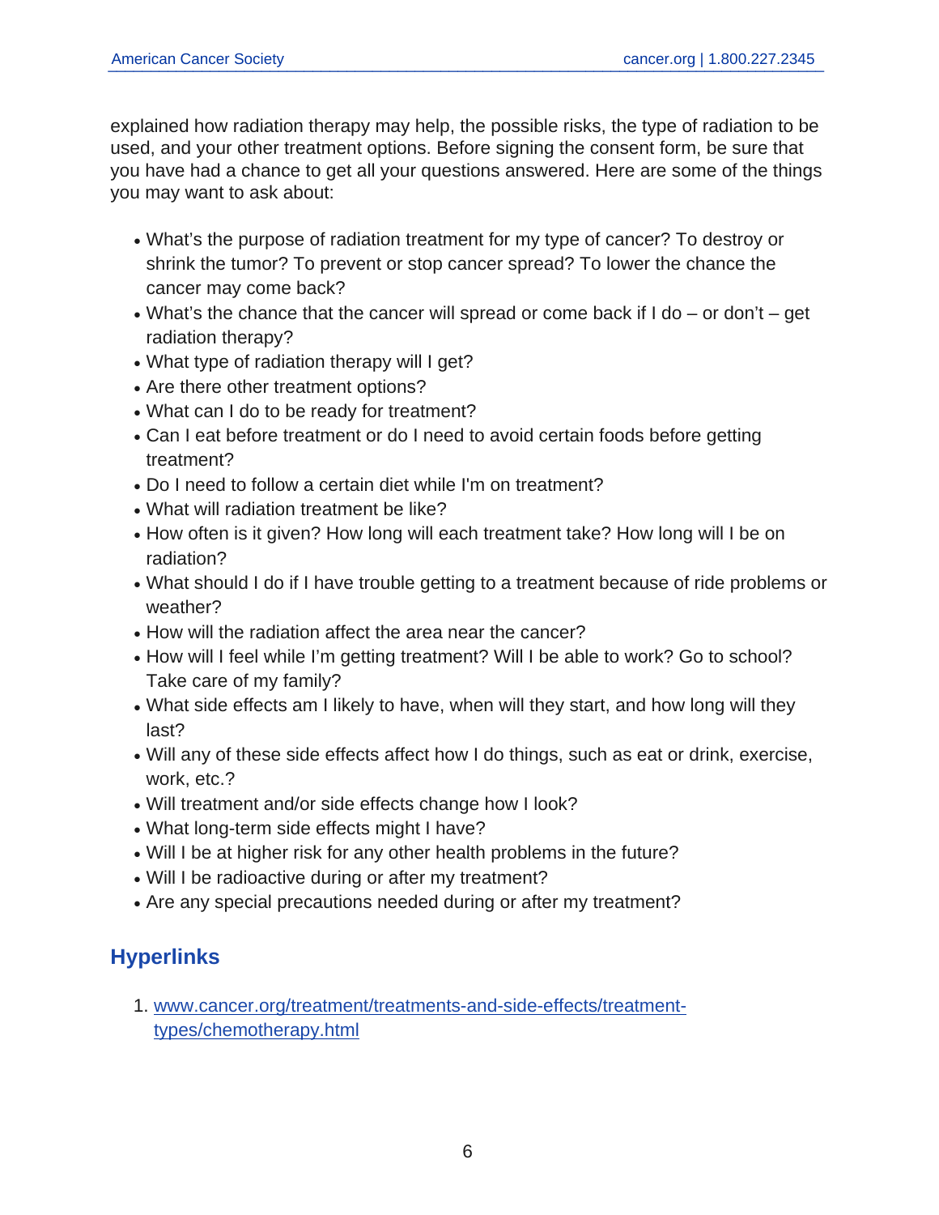explained how radiation therapy may help, the possible risks, the type of radiation to be used, and your other treatment options. Before signing the consent form, be sure that you have had a chance to get all your questions answered. Here are some of the things you may want to ask about:

- What's the purpose of radiation treatment for my type of cancer? To destroy or shrink the tumor? To prevent or stop cancer spread? To lower the chance the cancer may come back?
- What's the chance that the cancer will spread or come back if I do – or don't – get radiation therapy?
- What type of radiation therapy will I get?
- Are there other treatment options?
- What can I do to be ready for treatment?
- Can I eat before treatment or do I need to avoid certain foods before getting treatment?
- Do I need to follow a certain diet while I'm on treatment?
- What will radiation treatment be like?
- How often is it given? How long will each treatment take? How long will I be on radiation?
- What should I do if I have trouble getting to a treatment because of ride problems or weather?
- How will the radiation affect the area near the cancer?
- How will I feel while I'm getting treatment? Will I be able to work? Go to school? Take care of my family?
- What side effects am I likely to have, when will they start, and how long will they last?
- Will any of these side effects affect how I do things, such as eat or drink, exercise, work, etc.?
- Will treatment and/or side effects change how I look?
- What long-term side effects might I have?
- Will I be at higher risk for any other health problems in the future?
- Will I be radioactive during or after my treatment?
- Are any special precautions needed during or after my treatment?

## Hyperlinks

1. www.cancer.org/treatment/treatments-and-side-effects/treatment-types/chemotherapy.html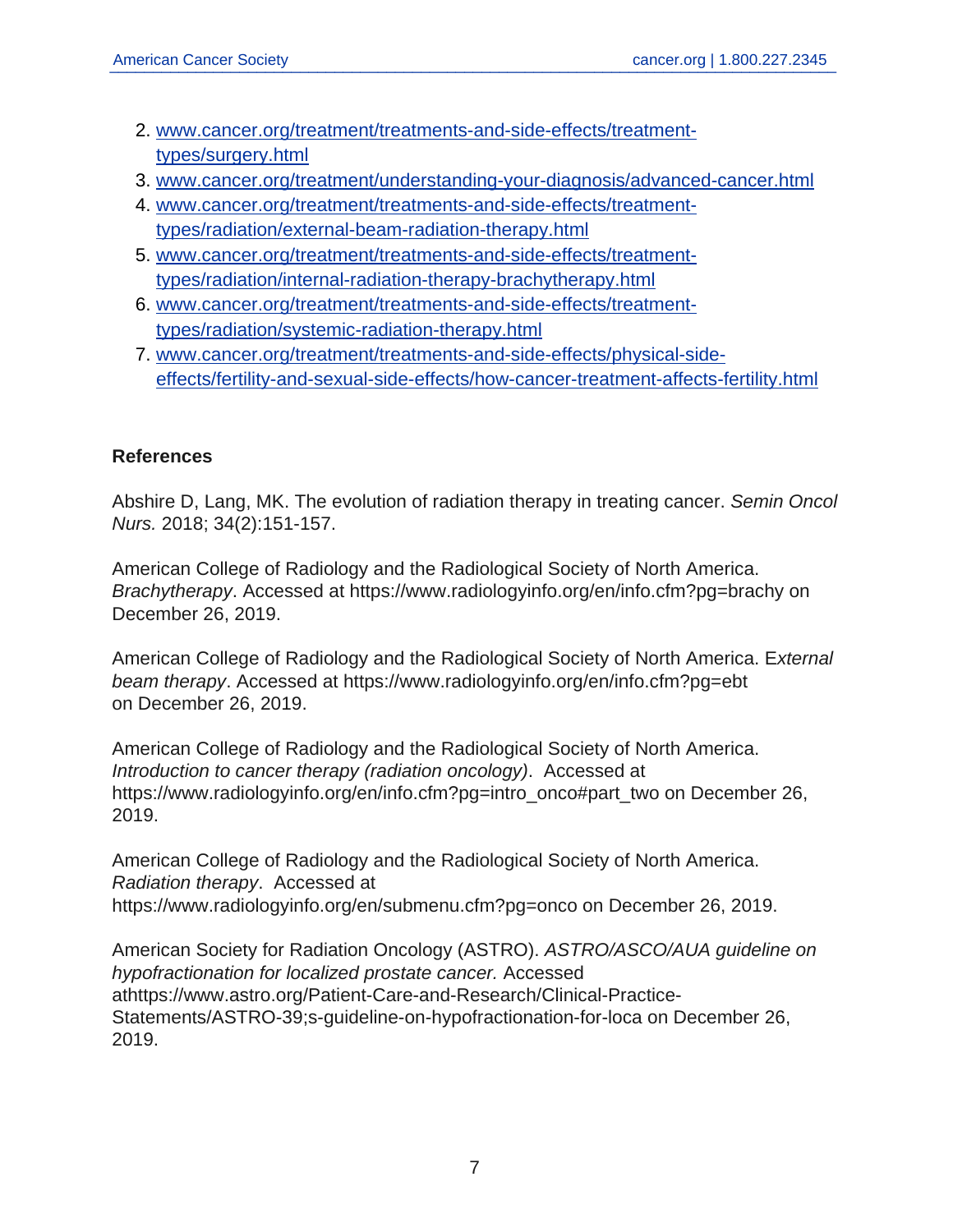2. www.cancer.org/treatment/treatments-and-side-effects/treatment-types/surgery.html
3. www.cancer.org/treatment/understanding-your-diagnosis/advanced-cancer.html
4. www.cancer.org/treatment/treatments-and-side-effects/treatment-types/radiation/external-beam-radiation-therapy.html
5. www.cancer.org/treatment/treatments-and-side-effects/treatment-types/radiation/internal-radiation-therapy-brachytherapy.html
6. www.cancer.org/treatment/treatments-and-side-effects/treatment-types/radiation/systemic-radiation-therapy.html
7. www.cancer.org/treatment/treatments-and-side-effects/physical-side-effects/fertility-and-sexual-side-effects/how-cancer-treatment-affects-fertility.html

**References**

Abshire D, Lang, MK. The evolution of radiation therapy in treating cancer. *Semin Oncol Nurs.* 2018; 34(2):151-157.

American College of Radiology and the Radiological Society of North America. *Brachytherapy*. Accessed at https://www.radiologyinfo.org/en/info.cfm?pg=brachy on December 26, 2019.

American College of Radiology and the Radiological Society of North America. E*xternal beam therapy*. Accessed at https://www.radiologyinfo.org/en/info.cfm?pg=ebt on December 26, 2019.

American College of Radiology and the Radiological Society of North America. *Introduction to cancer therapy (radiation oncology)*. Accessed at https://www.radiologyinfo.org/en/info.cfm?pg=intro_onco#part_two on December 26, 2019.

American College of Radiology and the Radiological Society of North America. *Radiation therapy*. Accessed at https://www.radiologyinfo.org/en/submenu.cfm?pg=onco on December 26, 2019.

American Society for Radiation Oncology (ASTRO). *ASTRO/ASCO/AUA guideline on hypofractionation for localized prostate cancer.* Accessed athttps://www.astro.org/Patient-Care-and-Research/Clinical-Practice-Statements/ASTRO-39;s-guideline-on-hypofractionation-for-loca on December 26, 2019.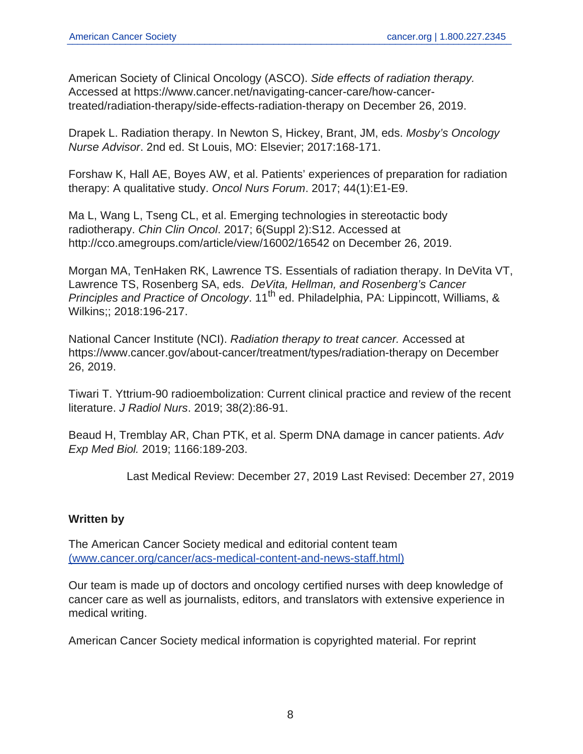American Society of Clinical Oncology (ASCO). *Side effects of radiation therapy.* Accessed at https://www.cancer.net/navigating-cancer-care/how-cancer-treated/radiation-therapy/side-effects-radiation-therapy on December 26, 2019.

Drapek L. Radiation therapy. In Newton S, Hickey, Brant, JM, eds. *Mosby's Oncology Nurse Advisor*. 2nd ed. St Louis, MO: Elsevier; 2017:168-171.

Forshaw K, Hall AE, Boyes AW, et al. Patients' experiences of preparation for radiation therapy: A qualitative study. *Oncol Nurs Forum*. 2017; 44(1):E1-E9.

Ma L, Wang L, Tseng CL, et al. Emerging technologies in stereotactic body radiotherapy. *Chin Clin Oncol*. 2017; 6(Suppl 2):S12. Accessed at http://cco.amegroups.com/article/view/16002/16542 on December 26, 2019.

Morgan MA, TenHaken RK, Lawrence TS. Essentials of radiation therapy. In DeVita VT, Lawrence TS, Rosenberg SA, eds. *DeVita, Hellman, and Rosenberg's Cancer Principles and Practice of Oncology*. 11th ed. Philadelphia, PA: Lippincott, Williams, & Wilkins;; 2018:196-217.

National Cancer Institute (NCI). *Radiation therapy to treat cancer.* Accessed at https://www.cancer.gov/about-cancer/treatment/types/radiation-therapy on December 26, 2019.

Tiwari T. Yttrium-90 radioembolization: Current clinical practice and review of the recent literature. *J Radiol Nurs*. 2019; 38(2):86-91.

Beaud H, Tremblay AR, Chan PTK, et al. Sperm DNA damage in cancer patients. *Adv Exp Med Biol.* 2019; 1166:189-203.

Last Medical Review: December 27, 2019 Last Revised: December 27, 2019

**Written by**

The American Cancer Society medical and editorial content team (www.cancer.org/cancer/acs-medical-content-and-news-staff.html)

Our team is made up of doctors and oncology certified nurses with deep knowledge of cancer care as well as journalists, editors, and translators with extensive experience in medical writing.

American Cancer Society medical information is copyrighted material. For reprint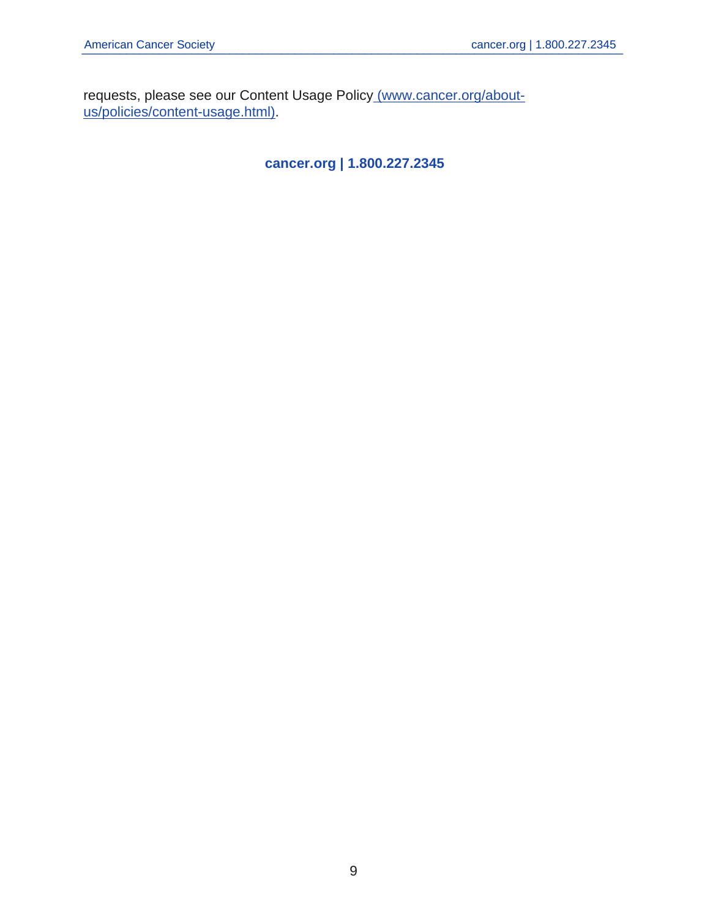requests, please see our Content Usage Policy (www.cancer.org/about-us/policies/content-usage.html).

**cancer.org | 1.800.227.2345**